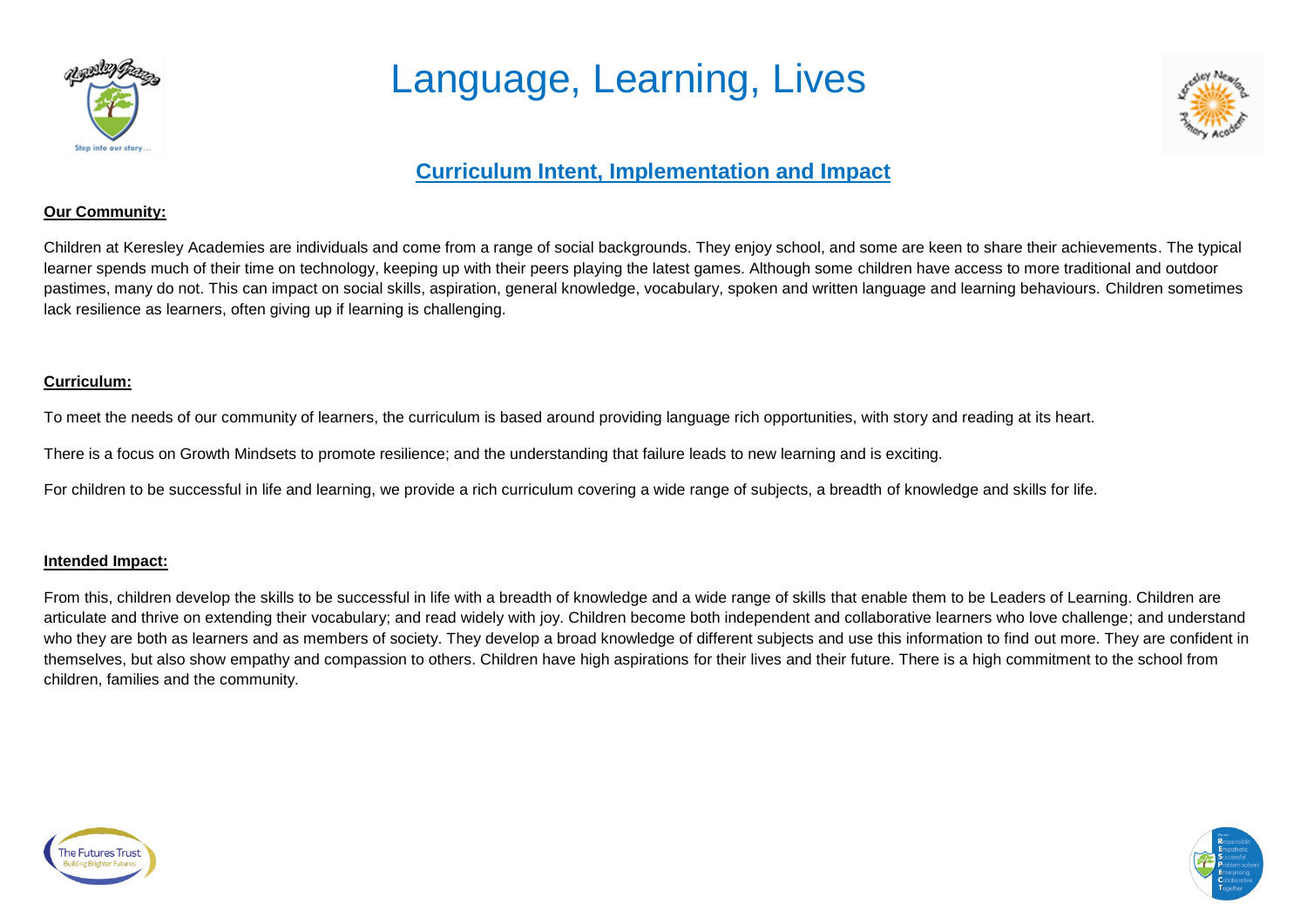# Language, Learning, Lives

## Curriculum Intent, Implementation and Impact

**Our Community:**

Children at Keresley Academies are individuals and come from a range of social backgrounds. They enjoy school, and some are keen to share their achievements. The typical learner spends much of their time on technology, keeping up with their peers playing the latest games. Although some children have access to more traditional and outdoor pastimes, many do not. This can impact on social skills, aspiration, general knowledge, vocabulary, spoken and written language and learning behaviours. Children sometimes lack resilience as learners, often giving up if learning is challenging.

**Curriculum:**

To meet the needs of our community of learners, the curriculum is based around providing language rich opportunities, with story and reading at its heart.

There is a focus on Growth Mindsets to promote resilience; and the understanding that failure leads to new learning and is exciting.

For children to be successful in life and learning, we provide a rich curriculum covering a wide range of subjects, a breadth of knowledge and skills for life.

**Intended Impact:**

From this, children develop the skills to be successful in life with a breadth of knowledge and a wide range of skills that enable them to be Leaders of Learning. Children are articulate and thrive on extending their vocabulary; and read widely with joy. Children become both independent and collaborative learners who love challenge; and understand who they are both as learners and as members of society. They develop a broad knowledge of different subjects and use this information to find out more. They are confident in themselves, but also show empathy and compassion to others. Children have high aspirations for their lives and their future. There is a high commitment to the school from children, families and the community.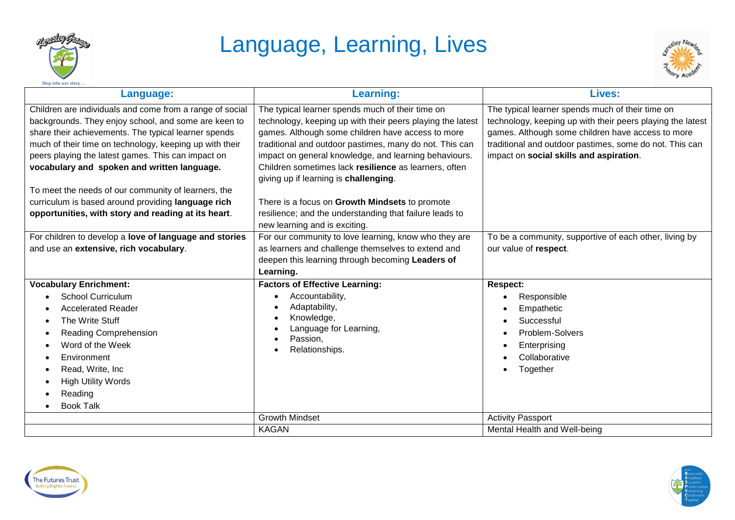# Language, Learning, Lives

| **Language:** | **Learning:** | **Lives:** |
|---|---|---|
| Children are individuals and come from a range of social backgrounds. They enjoy school, and some are keen to share their achievements. The typical learner spends much of their time on technology, keeping up with their peers playing the latest games. This can impact on **vocabulary and spoken and written language.**<br><br>To meet the needs of our community of learners, the curriculum is based around providing **language rich opportunities, with story and reading at its heart**. | The typical learner spends much of their time on technology, keeping up with their peers playing the latest games. Although some children have access to more traditional and outdoor pastimes, many do not. This can impact on general knowledge, and learning behaviours. Children sometimes lack **resilience** as learners, often giving up if learning is **challenging**.<br><br>There is a focus on **Growth Mindsets** to promote resilience; and the understanding that failure leads to new learning and is exciting. | The typical learner spends much of their time on technology, keeping up with their peers playing the latest games. Although some children have access to more traditional and outdoor pastimes, some do not. This can impact on **social skills and aspiration**. |
| For children to develop a **love of language and stories** and use an **extensive, rich vocabulary**. | For our community to love learning, know who they are as learners and challenge themselves to extend and deepen this learning through becoming **Leaders of Learning.** | To be a community, supportive of each other, living by our value of **respect**. |
| **Vocabulary Enrichment:**<br>• School Curriculum<br>• Accelerated Reader<br>• The Write Stuff<br>• Reading Comprehension<br>• Word of the Week<br>• Environment<br>• Read, Write, Inc<br>• High Utility Words<br>• Reading<br>• Book Talk | **Factors of Effective Learning:**<br>• Accountability,<br>• Adaptability,<br>• Knowledge,<br>• Language for Learning,<br>• Passion,<br>• Relationships. | **Respect:**<br>• Responsible<br>• Empathetic<br>• Successful<br>• Problem-Solvers<br>• Enterprising<br>• Collaborative<br>• Together |
| | Growth Mindset | Activity Passport |
| | KAGAN | Mental Health and Well-being |